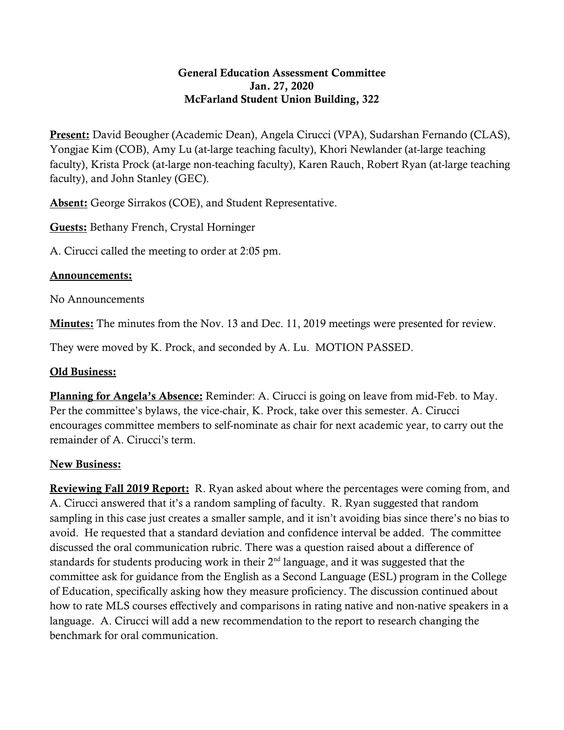**General Education Assessment Committee**
**Jan. 27, 2020**
**McFarland Student Union Building, 322**

**Present:** David Beougher (Academic Dean), Angela Cirucci (VPA), Sudarshan Fernando (CLAS), Yongjae Kim (COB), Amy Lu (at-large teaching faculty), Khori Newlander (at-large teaching faculty), Krista Prock (at-large non-teaching faculty), Karen Rauch, Robert Ryan (at-large teaching faculty), and John Stanley (GEC).

**Absent:** George Sirrakos (COE), and Student Representative.

**Guests:** Bethany French, Crystal Horninger

A. Cirucci called the meeting to order at 2:05 pm.

**Announcements:**

No Announcements

**Minutes:** The minutes from the Nov. 13 and Dec. 11, 2019 meetings were presented for review.

They were moved by K. Prock, and seconded by A. Lu. MOTION PASSED.

**Old Business:**

**Planning for Angela's Absence:** Reminder: A. Cirucci is going on leave from mid-Feb. to May. Per the committee's bylaws, the vice-chair, K. Prock, take over this semester. A. Cirucci encourages committee members to self-nominate as chair for next academic year, to carry out the remainder of A. Cirucci's term.

**New Business:**

**Reviewing Fall 2019 Report:** R. Ryan asked about where the percentages were coming from, and A. Cirucci answered that it's a random sampling of faculty. R. Ryan suggested that random sampling in this case just creates a smaller sample, and it isn't avoiding bias since there's no bias to avoid. He requested that a standard deviation and confidence interval be added. The committee discussed the oral communication rubric. There was a question raised about a difference of standards for students producing work in their 2nd language, and it was suggested that the committee ask for guidance from the English as a Second Language (ESL) program in the College of Education, specifically asking how they measure proficiency. The discussion continued about how to rate MLS courses effectively and comparisons in rating native and non-native speakers in a language. A. Cirucci will add a new recommendation to the report to research changing the benchmark for oral communication.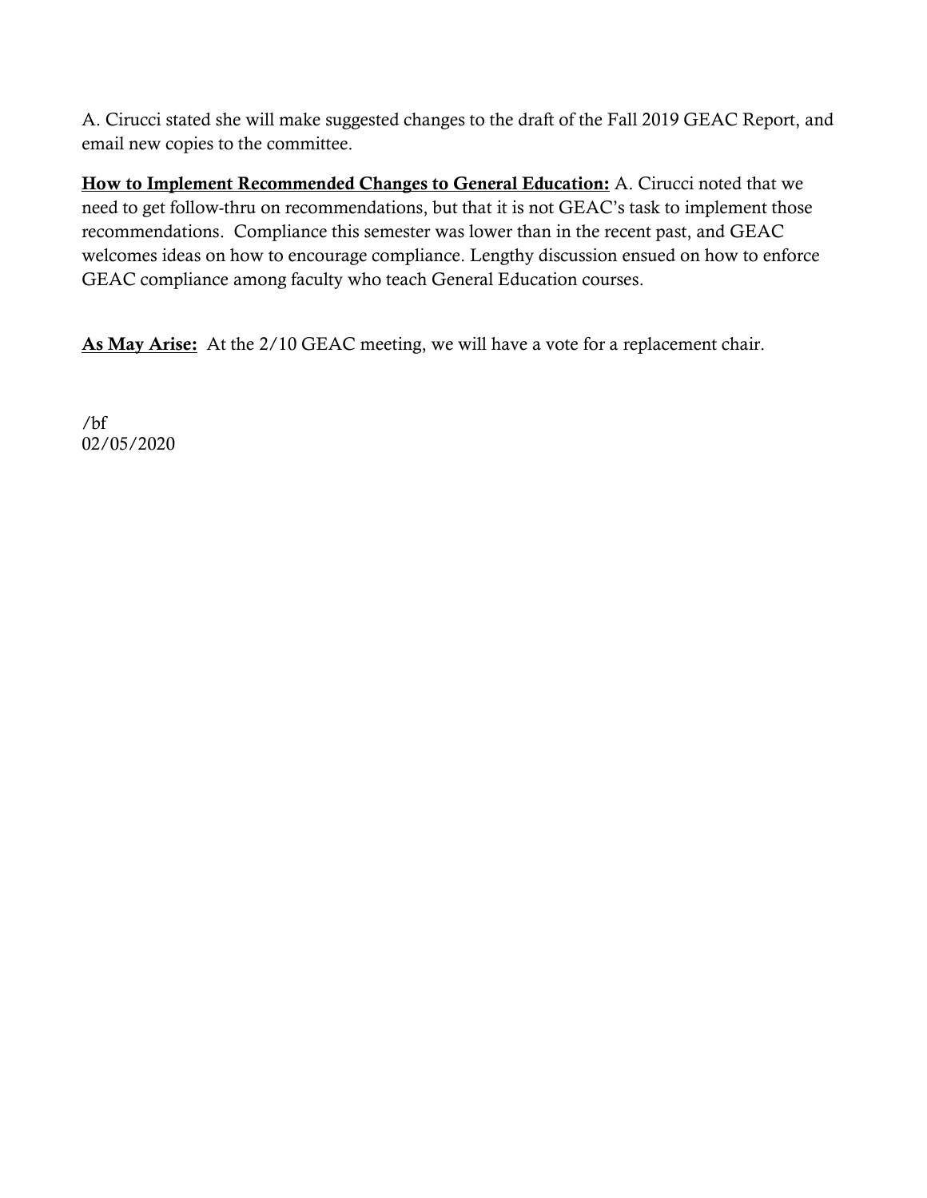A. Cirucci stated she will make suggested changes to the draft of the Fall 2019 GEAC Report, and email new copies to the committee.

**How to Implement Recommended Changes to General Education:** A. Cirucci noted that we need to get follow-thru on recommendations, but that it is not GEAC's task to implement those recommendations. Compliance this semester was lower than in the recent past, and GEAC welcomes ideas on how to encourage compliance. Lengthy discussion ensued on how to enforce GEAC compliance among faculty who teach General Education courses.

**As May Arise:** At the 2/10 GEAC meeting, we will have a vote for a replacement chair.

/bf
02/05/2020